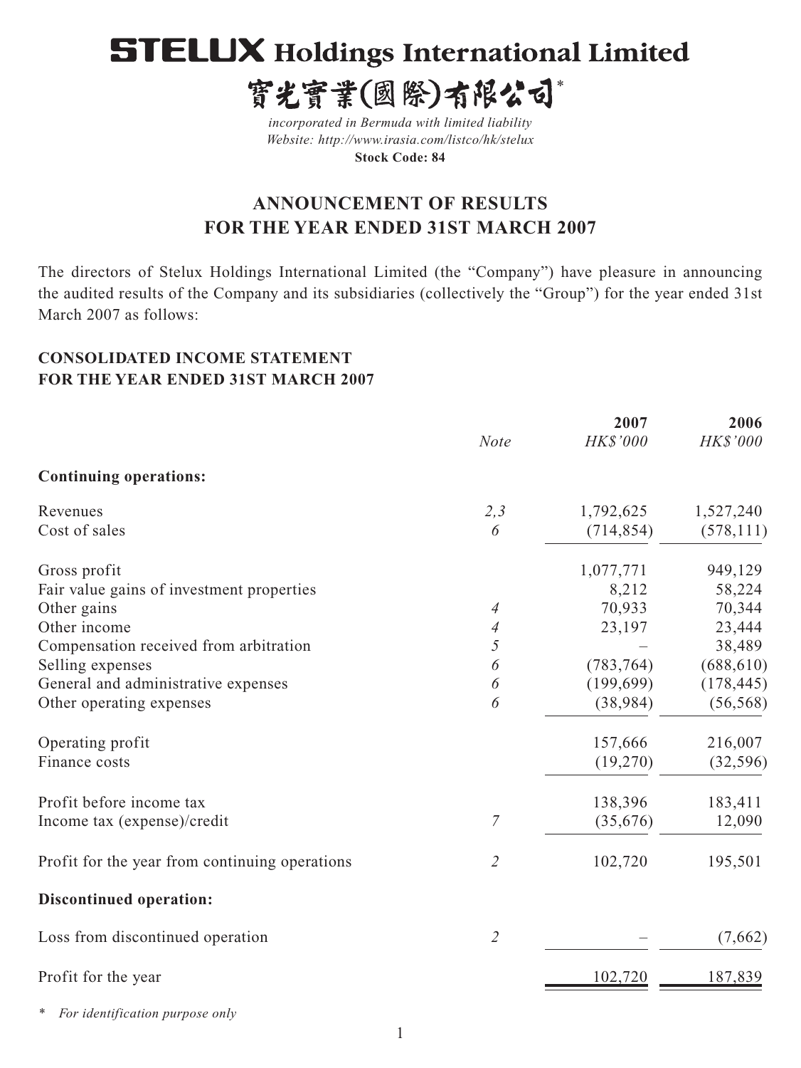# STELUX Holdings International Limited

# 寶光實業(國際)有限公司*

*incorporated in Bermuda with limited liability*
*Website: http://www.irasia.com/listco/hk/stelux*
**Stock Code: 84**

## ANNOUNCEMENT OF RESULTS FOR THE YEAR ENDED 31ST MARCH 2007

The directors of Stelux Holdings International Limited (the "Company") have pleasure in announcing the audited results of the Company and its subsidiaries (collectively the "Group") for the year ended 31st March 2007 as follows:

### CONSOLIDATED INCOME STATEMENT FOR THE YEAR ENDED 31ST MARCH 2007

| | Note | 2007 HK$'000 | 2006 HK$'000 |
|---|---|---|---|
| **Continuing operations:** | | | |
| Revenues | 2,3 | 1,792,625 | 1,527,240 |
| Cost of sales | 6 | (714,854) | (578,111) |
| Gross profit | | 1,077,771 | 949,129 |
| Fair value gains of investment properties | | 8,212 | 58,224 |
| Other gains | 4 | 70,933 | 70,344 |
| Other income | 4 | 23,197 | 23,444 |
| Compensation received from arbitration | 5 | – | 38,489 |
| Selling expenses | 6 | (783,764) | (688,610) |
| General and administrative expenses | 6 | (199,699) | (178,445) |
| Other operating expenses | 6 | (38,984) | (56,568) |
| Operating profit | | 157,666 | 216,007 |
| Finance costs | | (19,270) | (32,596) |
| Profit before income tax | | 138,396 | 183,411 |
| Income tax (expense)/credit | 7 | (35,676) | 12,090 |
| Profit for the year from continuing operations | 2 | 102,720 | 195,501 |
| **Discontinued operation:** | | | |
| Loss from discontinued operation | 2 | – | (7,662) |
| Profit for the year | | 102,720 | 187,839 |

\* *For identification purpose only*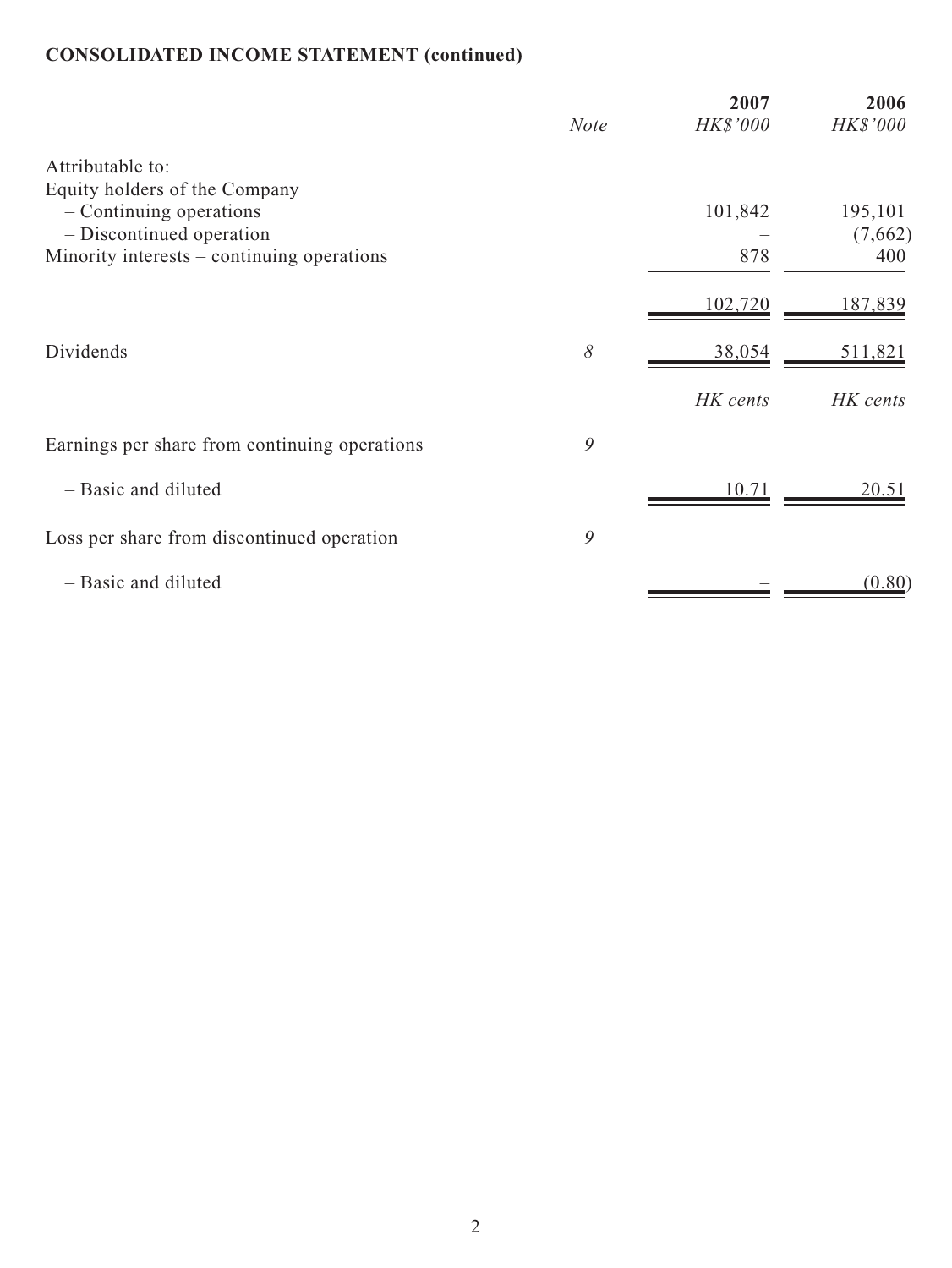## CONSOLIDATED INCOME STATEMENT (continued)

| | Note | 2007 HK$'000 | 2006 HK$'000 |
|---|---|---|---|
| Attributable to: | | | |
| Equity holders of the Company | | | |
| – Continuing operations | | 101,842 | 195,101 |
| – Discontinued operation | | – | (7,662) |
| Minority interests – continuing operations | | 878 | 400 |
| | | 102,720 | 187,839 |
| Dividends | 8 | 38,054 | 511,821 |
| | | *HK cents* | *HK cents* |
| Earnings per share from continuing operations | 9 | | |
| – Basic and diluted | | 10.71 | 20.51 |
| Loss per share from discontinued operation | 9 | | |
| – Basic and diluted | | – | (0.80) |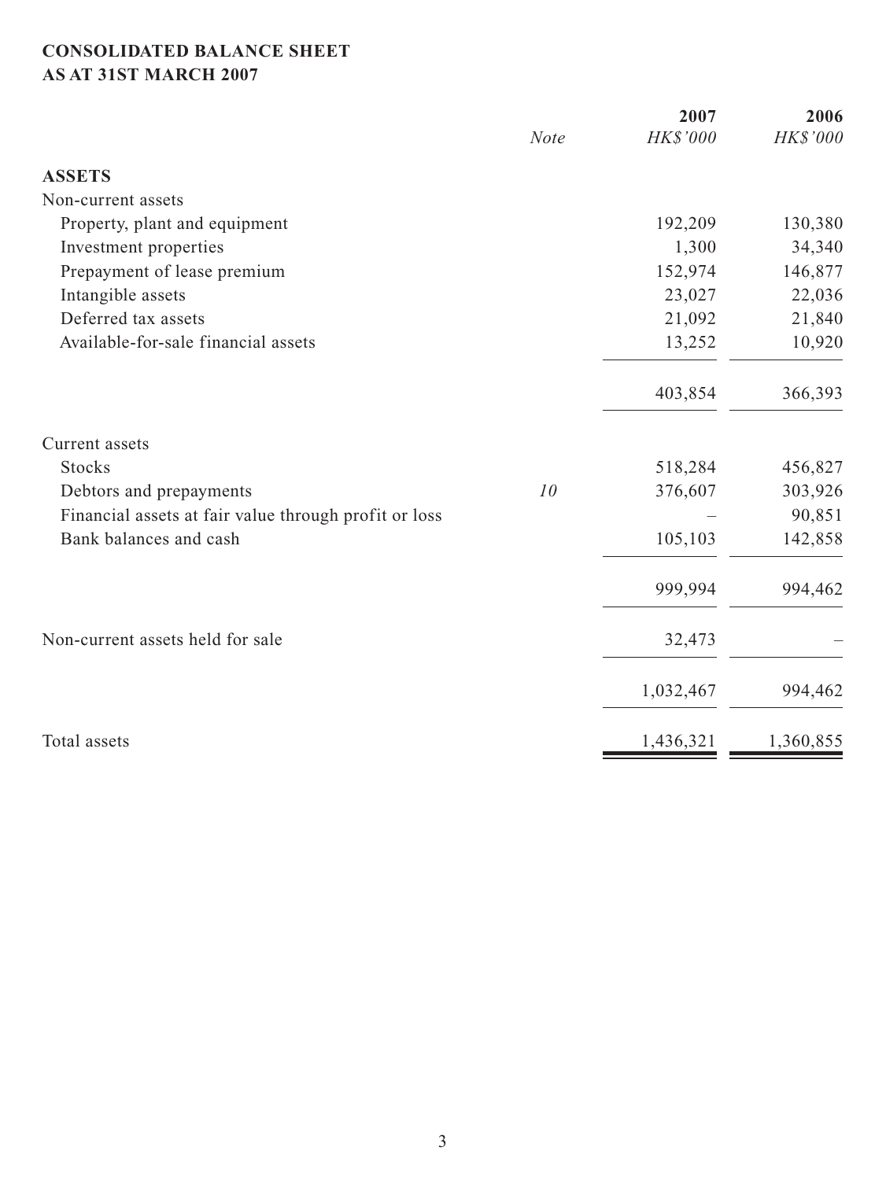## CONSOLIDATED BALANCE SHEET
## AS AT 31ST MARCH 2007

| | *Note* | **2007** *HK$'000* | **2006** *HK$'000* |
|---|---|---|---|
| **ASSETS** | | | |
| Non-current assets | | | |
| Property, plant and equipment | | 192,209 | 130,380 |
| Investment properties | | 1,300 | 34,340 |
| Prepayment of lease premium | | 152,974 | 146,877 |
| Intangible assets | | 23,027 | 22,036 |
| Deferred tax assets | | 21,092 | 21,840 |
| Available-for-sale financial assets | | 13,252 | 10,920 |
| | | 403,854 | 366,393 |
| Current assets | | | |
| Stocks | | 518,284 | 456,827 |
| Debtors and prepayments | *10* | 376,607 | 303,926 |
| Financial assets at fair value through profit or loss | | – | 90,851 |
| Bank balances and cash | | 105,103 | 142,858 |
| | | 999,994 | 994,462 |
| Non-current assets held for sale | | 32,473 | – |
| | | 1,032,467 | 994,462 |
| Total assets | | 1,436,321 | 1,360,855 |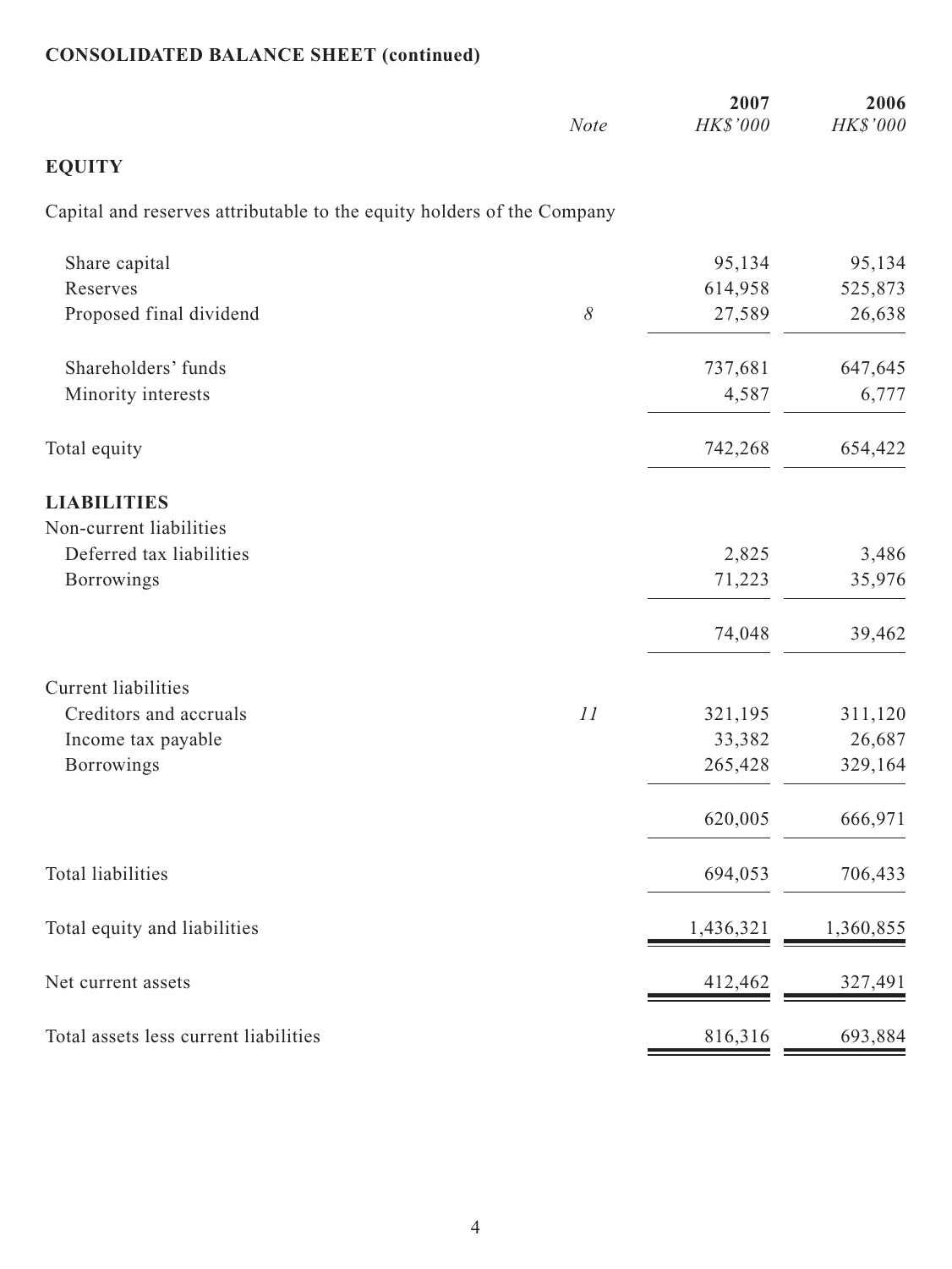**CONSOLIDATED BALANCE SHEET (continued)**

| | *Note* | 2007 *HK$'000* | 2006 *HK$'000* |
|---|---|---|---|
| **EQUITY** | | | |
| Capital and reserves attributable to the equity holders of the Company | | | |
| Share capital | | 95,134 | 95,134 |
| Reserves | | 614,958 | 525,873 |
| Proposed final dividend | *8* | 27,589 | 26,638 |
| Shareholders' funds | | 737,681 | 647,645 |
| Minority interests | | 4,587 | 6,777 |
| Total equity | | 742,268 | 654,422 |
| **LIABILITIES** | | | |
| Non-current liabilities | | | |
| Deferred tax liabilities | | 2,825 | 3,486 |
| Borrowings | | 71,223 | 35,976 |
| | | 74,048 | 39,462 |
| Current liabilities | | | |
| Creditors and accruals | *11* | 321,195 | 311,120 |
| Income tax payable | | 33,382 | 26,687 |
| Borrowings | | 265,428 | 329,164 |
| | | 620,005 | 666,971 |
| Total liabilities | | 694,053 | 706,433 |
| Total equity and liabilities | | 1,436,321 | 1,360,855 |
| Net current assets | | 412,462 | 327,491 |
| Total assets less current liabilities | | 816,316 | 693,884 |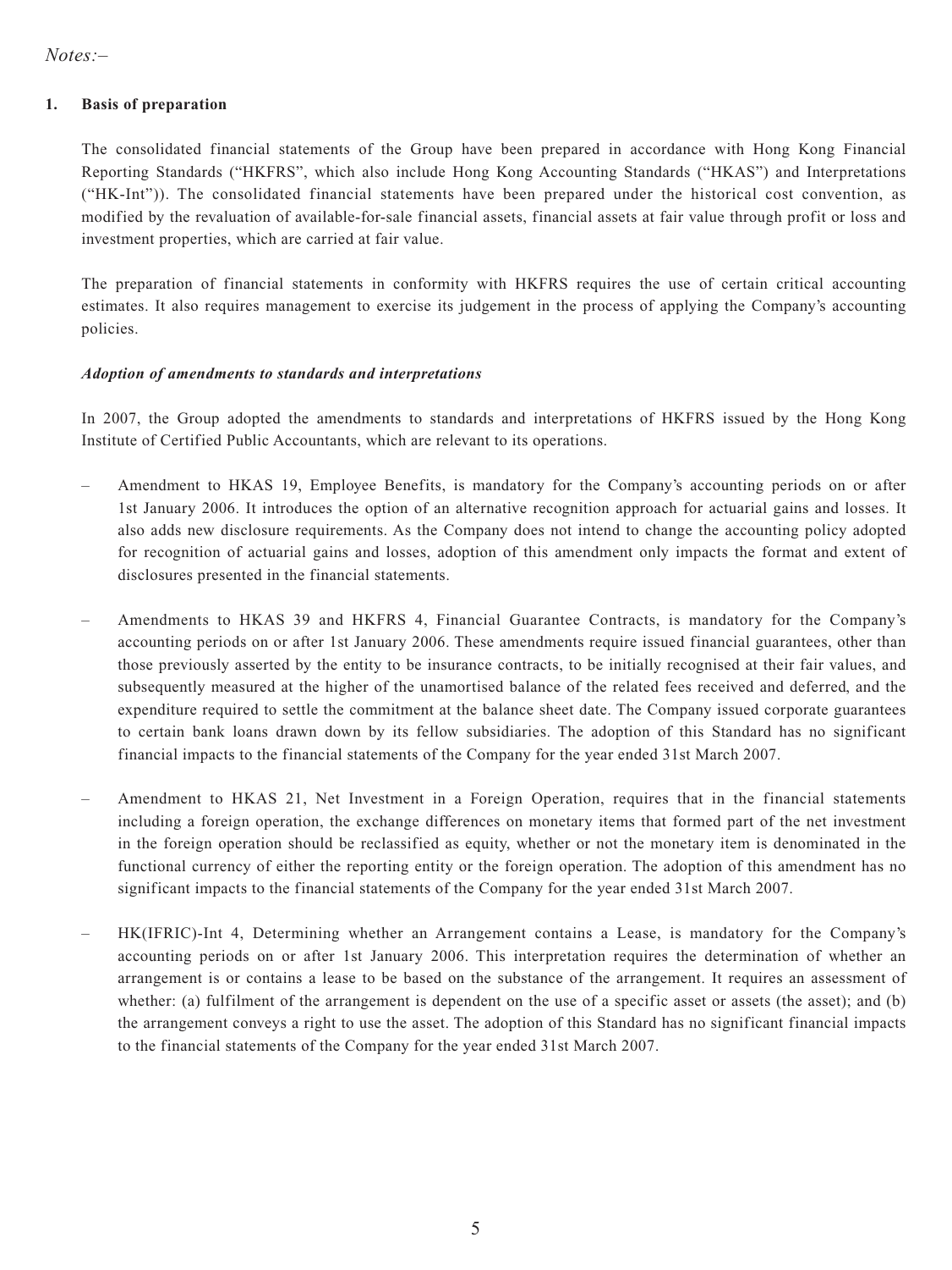*Notes:–*

**1. Basis of preparation**

The consolidated financial statements of the Group have been prepared in accordance with Hong Kong Financial Reporting Standards ("HKFRS", which also include Hong Kong Accounting Standards ("HKAS") and Interpretations ("HK-Int")). The consolidated financial statements have been prepared under the historical cost convention, as modified by the revaluation of available-for-sale financial assets, financial assets at fair value through profit or loss and investment properties, which are carried at fair value.

The preparation of financial statements in conformity with HKFRS requires the use of certain critical accounting estimates. It also requires management to exercise its judgement in the process of applying the Company's accounting policies.

***Adoption of amendments to standards and interpretations***

In 2007, the Group adopted the amendments to standards and interpretations of HKFRS issued by the Hong Kong Institute of Certified Public Accountants, which are relevant to its operations.

– Amendment to HKAS 19, Employee Benefits, is mandatory for the Company's accounting periods on or after 1st January 2006. It introduces the option of an alternative recognition approach for actuarial gains and losses. It also adds new disclosure requirements. As the Company does not intend to change the accounting policy adopted for recognition of actuarial gains and losses, adoption of this amendment only impacts the format and extent of disclosures presented in the financial statements.

– Amendments to HKAS 39 and HKFRS 4, Financial Guarantee Contracts, is mandatory for the Company's accounting periods on or after 1st January 2006. These amendments require issued financial guarantees, other than those previously asserted by the entity to be insurance contracts, to be initially recognised at their fair values, and subsequently measured at the higher of the unamortised balance of the related fees received and deferred, and the expenditure required to settle the commitment at the balance sheet date. The Company issued corporate guarantees to certain bank loans drawn down by its fellow subsidiaries. The adoption of this Standard has no significant financial impacts to the financial statements of the Company for the year ended 31st March 2007.

– Amendment to HKAS 21, Net Investment in a Foreign Operation, requires that in the financial statements including a foreign operation, the exchange differences on monetary items that formed part of the net investment in the foreign operation should be reclassified as equity, whether or not the monetary item is denominated in the functional currency of either the reporting entity or the foreign operation. The adoption of this amendment has no significant impacts to the financial statements of the Company for the year ended 31st March 2007.

– HK(IFRIC)-Int 4, Determining whether an Arrangement contains a Lease, is mandatory for the Company's accounting periods on or after 1st January 2006. This interpretation requires the determination of whether an arrangement is or contains a lease to be based on the substance of the arrangement. It requires an assessment of whether: (a) fulfilment of the arrangement is dependent on the use of a specific asset or assets (the asset); and (b) the arrangement conveys a right to use the asset. The adoption of this Standard has no significant financial impacts to the financial statements of the Company for the year ended 31st March 2007.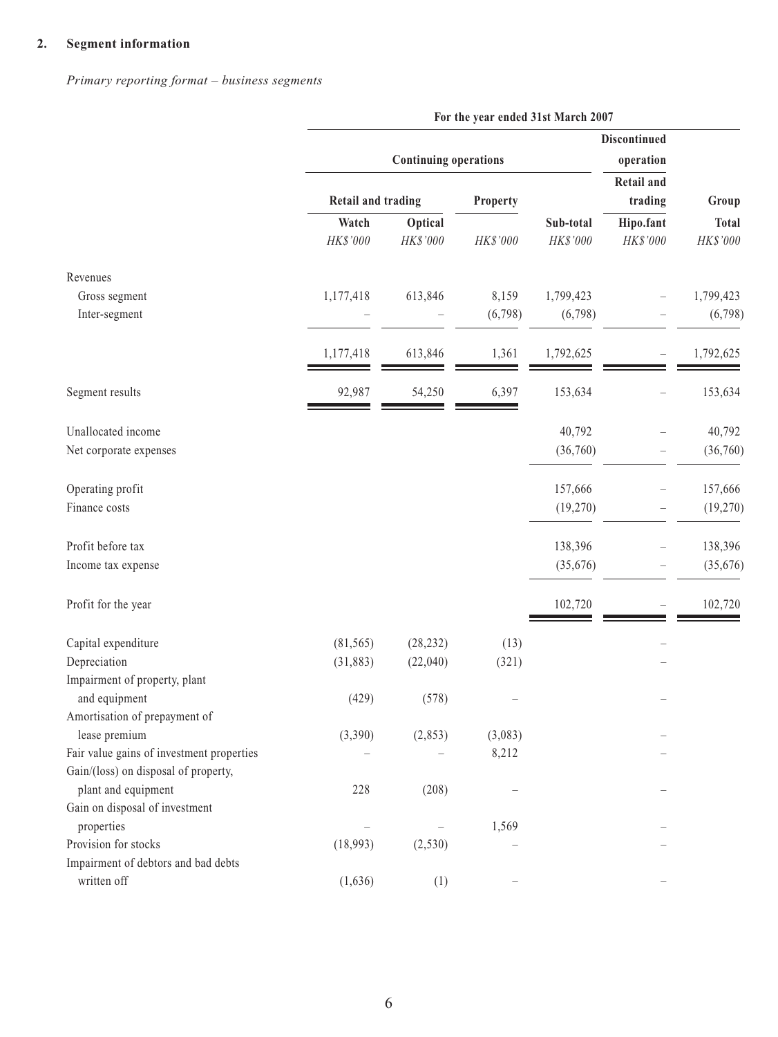## 2. Segment information

*Primary reporting format – business segments*

| | For the year ended 31st March 2007 | | | | | |
|---|---|---|---|---|---|---|
| | Continuing operations | | | | Discontinued operation | |
| | Retail and trading | | Property | | Retail and trading | Group |
| | Watch | Optical | | Sub-total | Hipo.fant | Total |
| | *HK$'000* | *HK$'000* | *HK$'000* | *HK$'000* | *HK$'000* | *HK$'000* |
| Revenues | | | | | | |
| Gross segment | 1,177,418 | 613,846 | 8,159 | 1,799,423 | – | 1,799,423 |
| Inter-segment | – | – | (6,798) | (6,798) | – | (6,798) |
| | 1,177,418 | 613,846 | 1,361 | 1,792,625 | – | 1,792,625 |
| Segment results | 92,987 | 54,250 | 6,397 | 153,634 | – | 153,634 |
| Unallocated income | | | | 40,792 | – | 40,792 |
| Net corporate expenses | | | | (36,760) | – | (36,760) |
| Operating profit | | | | 157,666 | – | 157,666 |
| Finance costs | | | | (19,270) | – | (19,270) |
| Profit before tax | | | | 138,396 | – | 138,396 |
| Income tax expense | | | | (35,676) | – | (35,676) |
| Profit for the year | | | | 102,720 | – | 102,720 |
| Capital expenditure | (81,565) | (28,232) | (13) | | – | |
| Depreciation | (31,883) | (22,040) | (321) | | – | |
| Impairment of property, plant and equipment | (429) | (578) | – | | – | |
| Amortisation of prepayment of lease premium | (3,390) | (2,853) | (3,083) | | – | |
| Fair value gains of investment properties | – | – | 8,212 | | – | |
| Gain/(loss) on disposal of property, plant and equipment | 228 | (208) | – | | – | |
| Gain on disposal of investment properties | – | – | 1,569 | | – | |
| Provision for stocks | (18,993) | (2,530) | – | | – | |
| Impairment of debtors and bad debts written off | (1,636) | (1) | – | | – | |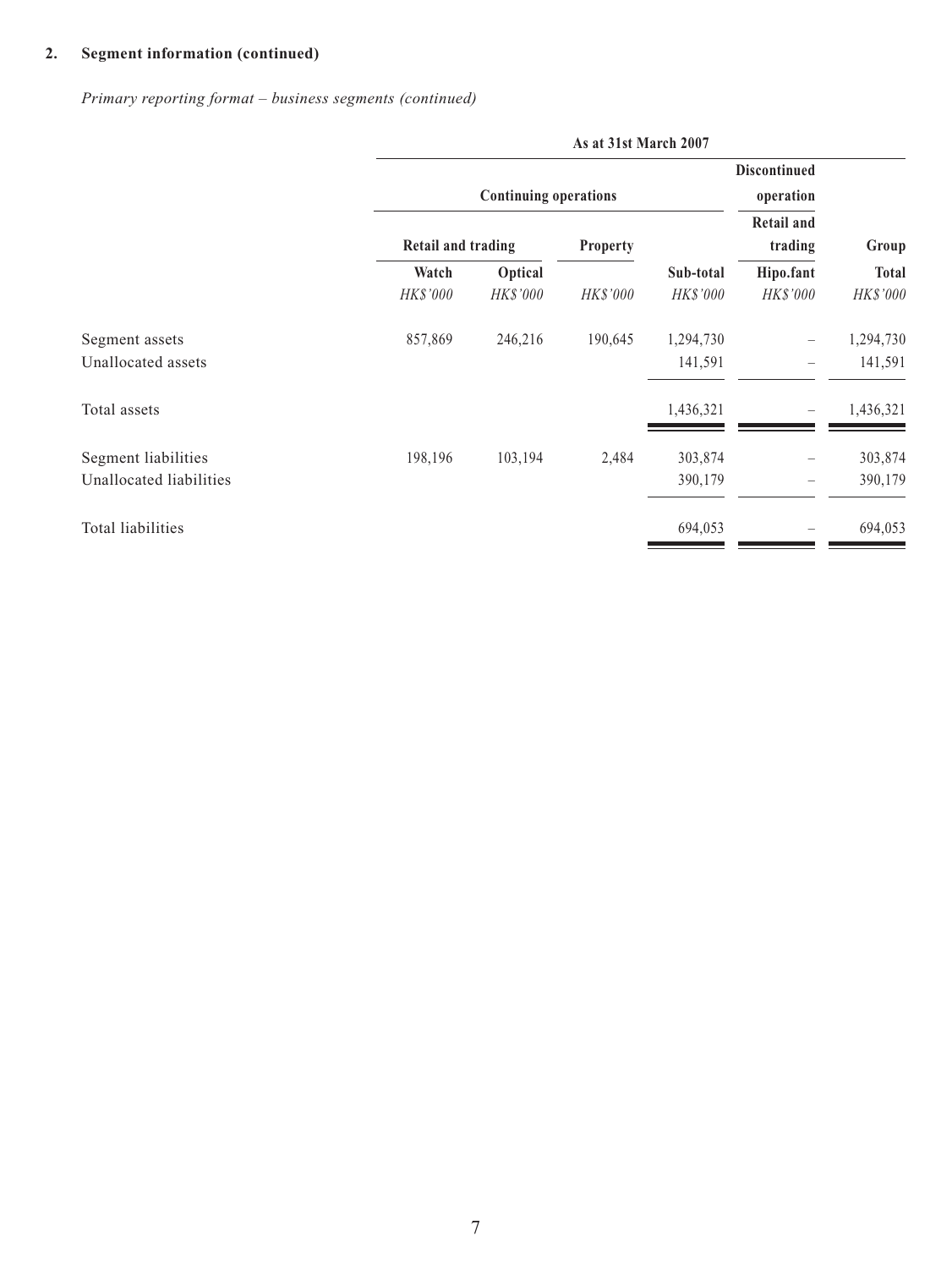**2. Segment information (continued)**

*Primary reporting format – business segments (continued)*

| | As at 31st March 2007 | | | | | |
|---|---|---|---|---|---|---|
| | Continuing operations | | | | Discontinued operation | |
| | Retail and trading | | Property | | Retail and trading | Group |
| | Watch | Optical | | Sub-total | Hipo.fant | Total |
| | *HK$'000* | *HK$'000* | *HK$'000* | *HK$'000* | *HK$'000* | *HK$'000* |
| Segment assets | 857,869 | 246,216 | 190,645 | 1,294,730 | – | 1,294,730 |
| Unallocated assets | | | | 141,591 | – | 141,591 |
| Total assets | | | | 1,436,321 | – | 1,436,321 |
| Segment liabilities | 198,196 | 103,194 | 2,484 | 303,874 | – | 303,874 |
| Unallocated liabilities | | | | 390,179 | – | 390,179 |
| Total liabilities | | | | 694,053 | – | 694,053 |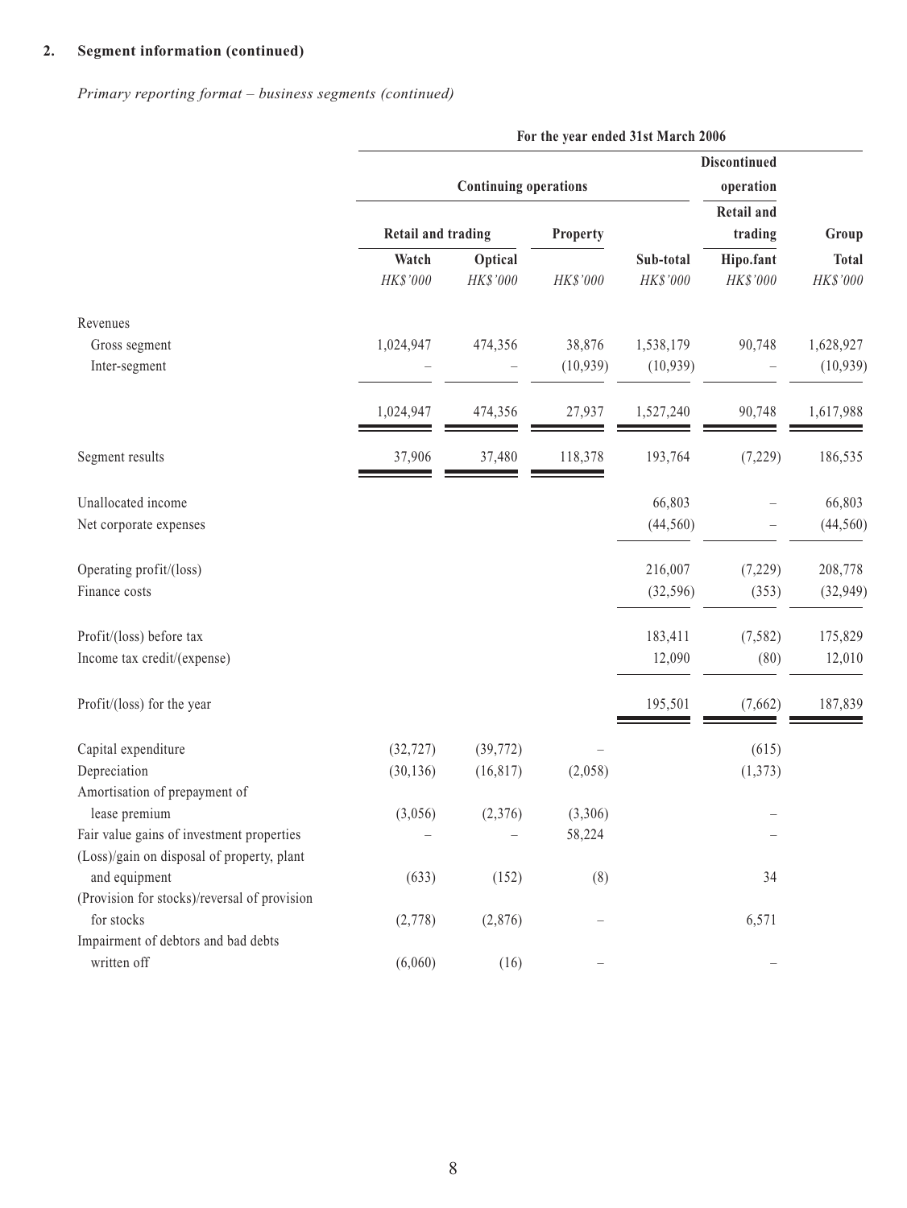## 2. Segment information (continued)

*Primary reporting format – business segments (continued)*

| | For the year ended 31st March 2006 | | | | | |
|---|---|---|---|---|---|---|
| | Continuing operations | | | | Discontinued operation | |
| | Retail and trading | | Property | | Retail and trading | Group |
| | Watch | Optical | | Sub-total | Hipo.fant | Total |
| | *HK$'000* | *HK$'000* | *HK$'000* | *HK$'000* | *HK$'000* | *HK$'000* |
| Revenues | | | | | | |
| Gross segment | 1,024,947 | 474,356 | 38,876 | 1,538,179 | 90,748 | 1,628,927 |
| Inter-segment | – | – | (10,939) | (10,939) | – | (10,939) |
| | 1,024,947 | 474,356 | 27,937 | 1,527,240 | 90,748 | 1,617,988 |
| Segment results | 37,906 | 37,480 | 118,378 | 193,764 | (7,229) | 186,535 |
| Unallocated income | | | | 66,803 | – | 66,803 |
| Net corporate expenses | | | | (44,560) | – | (44,560) |
| Operating profit/(loss) | | | | 216,007 | (7,229) | 208,778 |
| Finance costs | | | | (32,596) | (353) | (32,949) |
| Profit/(loss) before tax | | | | 183,411 | (7,582) | 175,829 |
| Income tax credit/(expense) | | | | 12,090 | (80) | 12,010 |
| Profit/(loss) for the year | | | | 195,501 | (7,662) | 187,839 |
| Capital expenditure | (32,727) | (39,772) | – | | (615) | |
| Depreciation | (30,136) | (16,817) | (2,058) | | (1,373) | |
| Amortisation of prepayment of lease premium | (3,056) | (2,376) | (3,306) | | – | |
| Fair value gains of investment properties | – | – | 58,224 | | – | |
| (Loss)/gain on disposal of property, plant and equipment | (633) | (152) | (8) | | 34 | |
| (Provision for stocks)/reversal of provision for stocks | (2,778) | (2,876) | – | | 6,571 | |
| Impairment of debtors and bad debts written off | (6,060) | (16) | – | | – | |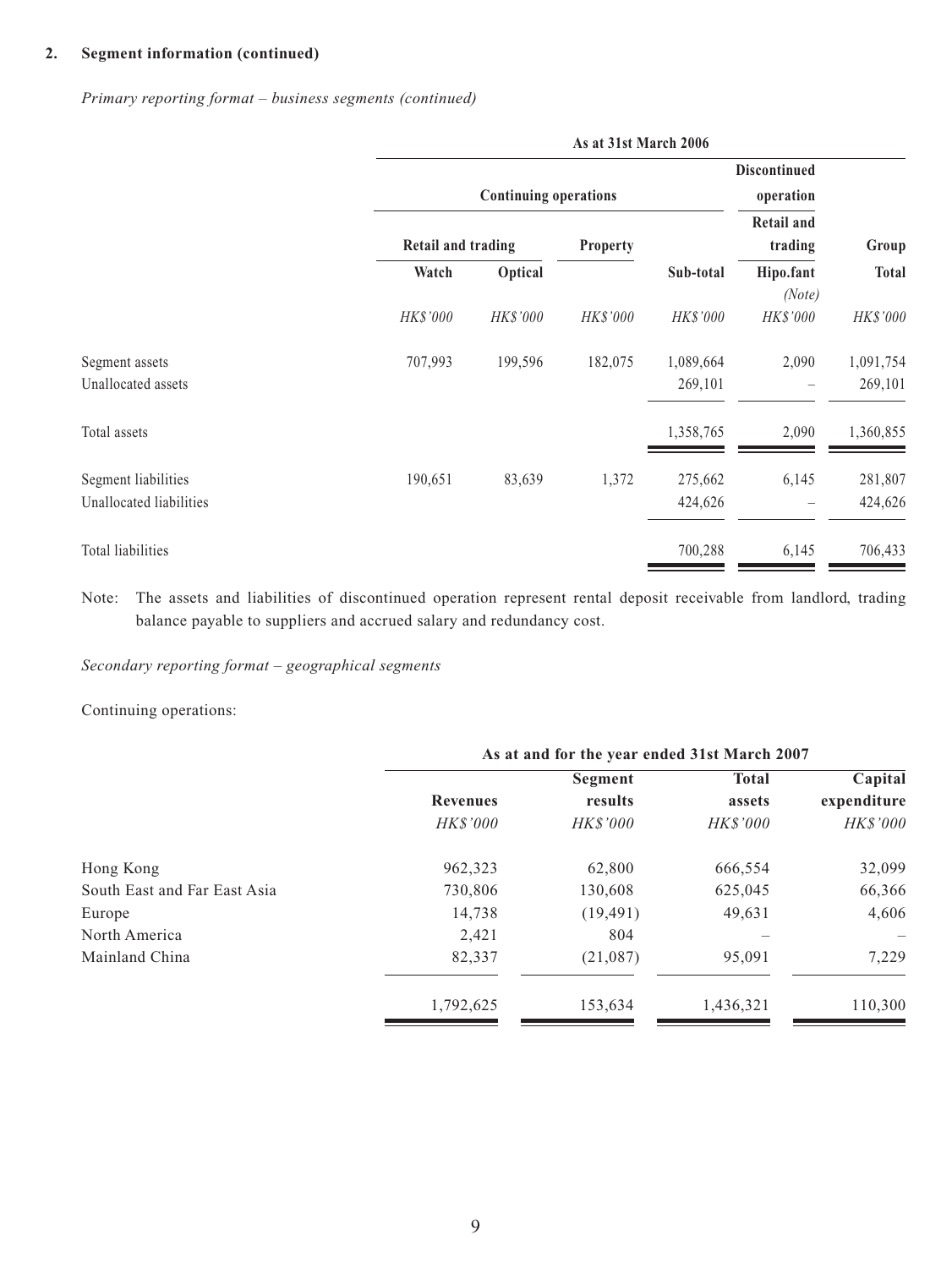**2. Segment information (continued)**

*Primary reporting format – business segments (continued)*

| | As at 31st March 2006 | | | | | |
|---|---|---|---|---|---|---|
| | Continuing operations | | | | Discontinued operation | |
| | Retail and trading | | Property | | Retail and trading | Group |
| | Watch | Optical | | Sub-total | Hipo.fant *(Note)* | Total |
| | *HK$'000* | *HK$'000* | *HK$'000* | *HK$'000* | *HK$'000* | *HK$'000* |
| Segment assets | 707,993 | 199,596 | 182,075 | 1,089,664 | 2,090 | 1,091,754 |
| Unallocated assets | | | | 269,101 | – | 269,101 |
| Total assets | | | | 1,358,765 | 2,090 | 1,360,855 |
| Segment liabilities | 190,651 | 83,639 | 1,372 | 275,662 | 6,145 | 281,807 |
| Unallocated liabilities | | | | 424,626 | – | 424,626 |
| Total liabilities | | | | 700,288 | 6,145 | 706,433 |

Note: The assets and liabilities of discontinued operation represent rental deposit receivable from landlord, trading balance payable to suppliers and accrued salary and redundancy cost.

*Secondary reporting format – geographical segments*

Continuing operations:

| | As at and for the year ended 31st March 2007 | | | |
|---|---|---|---|---|
| | Revenues | Segment results | Total assets | Capital expenditure |
| | *HK$'000* | *HK$'000* | *HK$'000* | *HK$'000* |
| Hong Kong | 962,323 | 62,800 | 666,554 | 32,099 |
| South East and Far East Asia | 730,806 | 130,608 | 625,045 | 66,366 |
| Europe | 14,738 | (19,491) | 49,631 | 4,606 |
| North America | 2,421 | 804 | – | – |
| Mainland China | 82,337 | (21,087) | 95,091 | 7,229 |
| | 1,792,625 | 153,634 | 1,436,321 | 110,300 |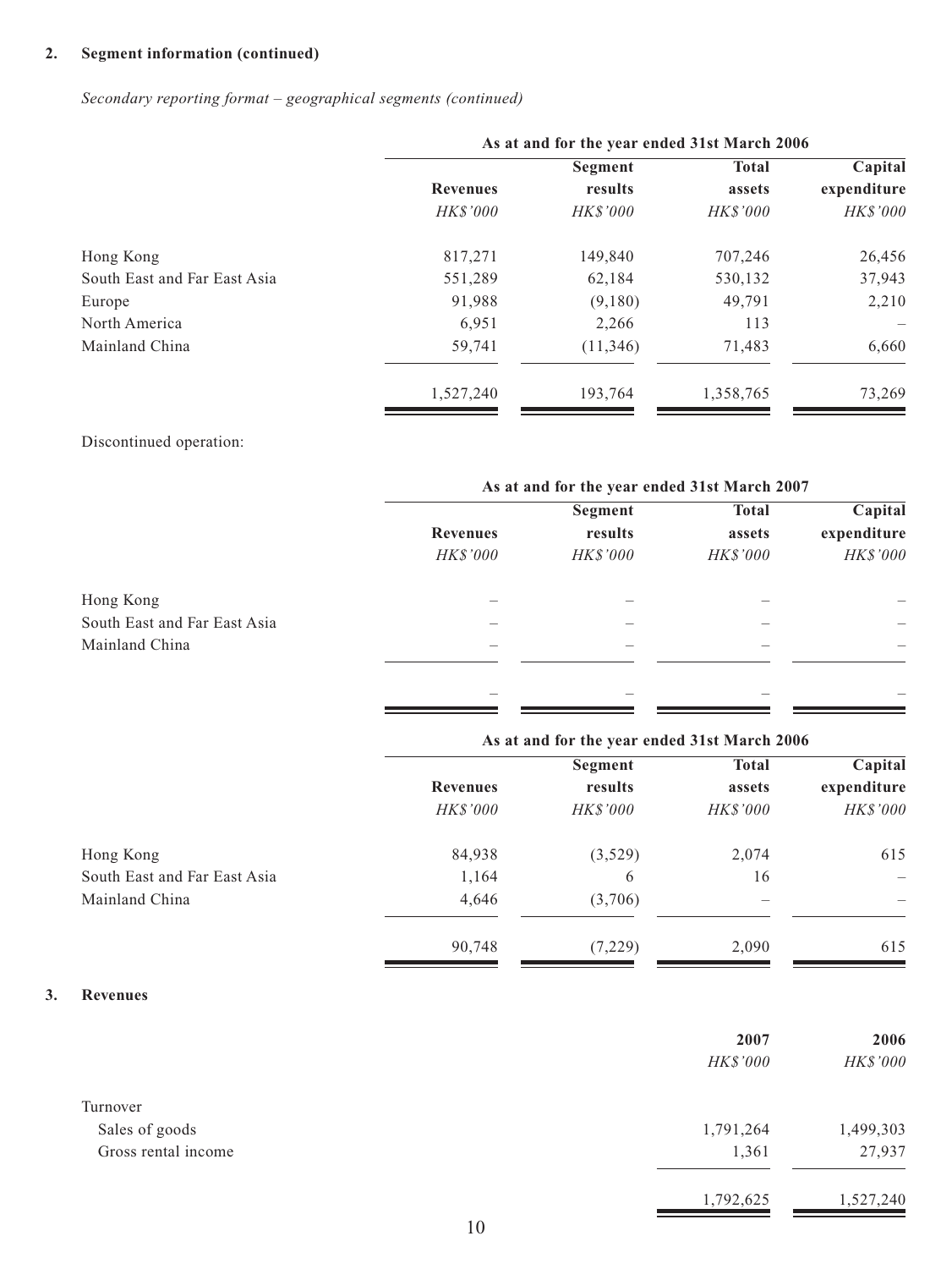**2. Segment information (continued)**

*Secondary reporting format – geographical segments (continued)*

| | As at and for the year ended 31st March 2006 | | | |
|---|---|---|---|---|
| | Revenues | Segment results | Total assets | Capital expenditure |
| | *HK$'000* | *HK$'000* | *HK$'000* | *HK$'000* |
| Hong Kong | 817,271 | 149,840 | 707,246 | 26,456 |
| South East and Far East Asia | 551,289 | 62,184 | 530,132 | 37,943 |
| Europe | 91,988 | (9,180) | 49,791 | 2,210 |
| North America | 6,951 | 2,266 | 113 | – |
| Mainland China | 59,741 | (11,346) | 71,483 | 6,660 |
| | 1,527,240 | 193,764 | 1,358,765 | 73,269 |

Discontinued operation:

| | As at and for the year ended 31st March 2007 | | | |
|---|---|---|---|---|
| | Revenues | Segment results | Total assets | Capital expenditure |
| | *HK$'000* | *HK$'000* | *HK$'000* | *HK$'000* |
| Hong Kong | – | – | – | – |
| South East and Far East Asia | – | – | – | – |
| Mainland China | – | – | – | – |
| | – | – | – | – |

| | As at and for the year ended 31st March 2006 | | | |
|---|---|---|---|---|
| | Revenues | Segment results | Total assets | Capital expenditure |
| | *HK$'000* | *HK$'000* | *HK$'000* | *HK$'000* |
| Hong Kong | 84,938 | (3,529) | 2,074 | 615 |
| South East and Far East Asia | 1,164 | 6 | 16 | – |
| Mainland China | 4,646 | (3,706) | – | – |
| | 90,748 | (7,229) | 2,090 | 615 |

**3. Revenues**

| | 2007 | 2006 |
|---|---|---|
| | *HK$'000* | *HK$'000* |
| Turnover | | |
| Sales of goods | 1,791,264 | 1,499,303 |
| Gross rental income | 1,361 | 27,937 |
| | 1,792,625 | 1,527,240 |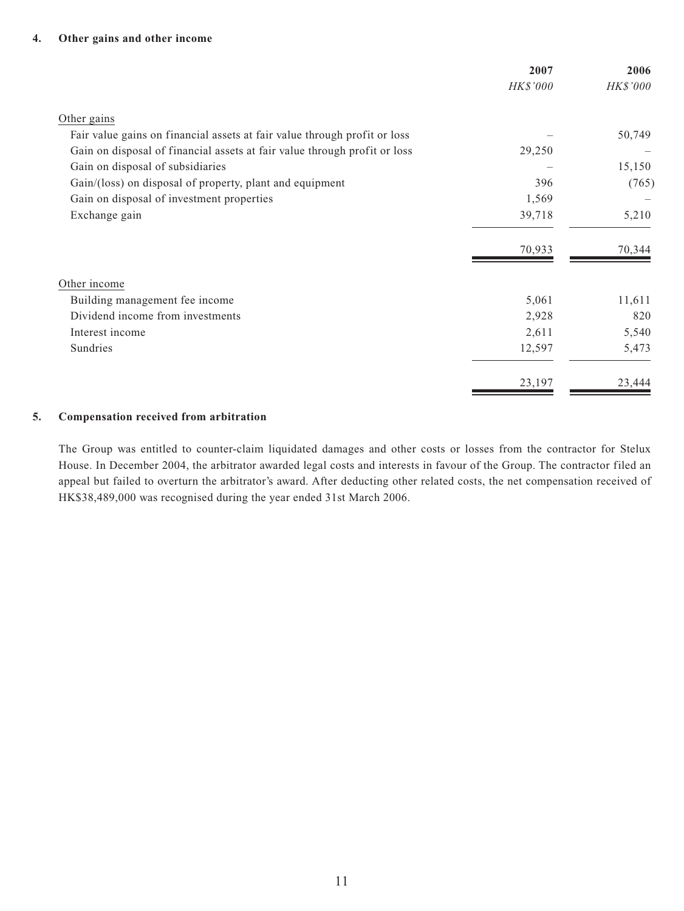### 4. Other gains and other income

| | 2007 | 2006 |
|---|---|---|
| | *HK$'000* | *HK$'000* |
| Other gains | | |
| Fair value gains on financial assets at fair value through profit or loss | – | 50,749 |
| Gain on disposal of financial assets at fair value through profit or loss | 29,250 | – |
| Gain on disposal of subsidiaries | – | 15,150 |
| Gain/(loss) on disposal of property, plant and equipment | 396 | (765) |
| Gain on disposal of investment properties | 1,569 | – |
| Exchange gain | 39,718 | 5,210 |
| | 70,933 | 70,344 |
| Other income | | |
| Building management fee income | 5,061 | 11,611 |
| Dividend income from investments | 2,928 | 820 |
| Interest income | 2,611 | 5,540 |
| Sundries | 12,597 | 5,473 |
| | 23,197 | 23,444 |

### 5. Compensation received from arbitration

The Group was entitled to counter-claim liquidated damages and other costs or losses from the contractor for Stelux House. In December 2004, the arbitrator awarded legal costs and interests in favour of the Group. The contractor filed an appeal but failed to overturn the arbitrator's award. After deducting other related costs, the net compensation received of HK$38,489,000 was recognised during the year ended 31st March 2006.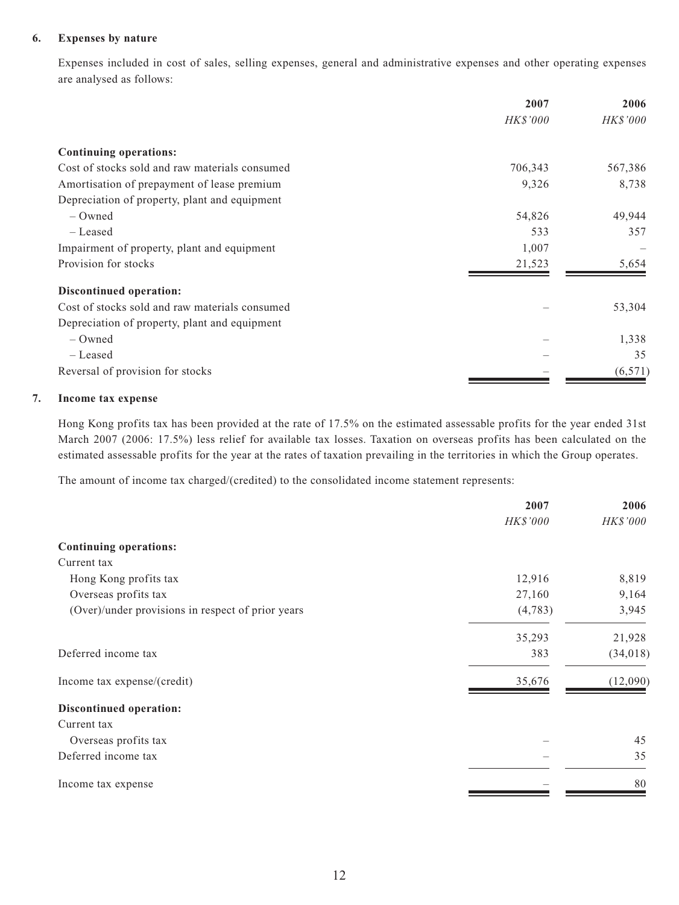## 6. Expenses by nature

Expenses included in cost of sales, selling expenses, general and administrative expenses and other operating expenses are analysed as follows:

| | 2007 | 2006 |
|---|---|---|
| | *HK$'000* | *HK$'000* |
| **Continuing operations:** | | |
| Cost of stocks sold and raw materials consumed | 706,343 | 567,386 |
| Amortisation of prepayment of lease premium | 9,326 | 8,738 |
| Depreciation of property, plant and equipment | | |
| – Owned | 54,826 | 49,944 |
| – Leased | 533 | 357 |
| Impairment of property, plant and equipment | 1,007 | – |
| Provision for stocks | 21,523 | 5,654 |
| **Discontinued operation:** | | |
| Cost of stocks sold and raw materials consumed | – | 53,304 |
| Depreciation of property, plant and equipment | | |
| – Owned | – | 1,338 |
| – Leased | – | 35 |
| Reversal of provision for stocks | – | (6,571) |

## 7. Income tax expense

Hong Kong profits tax has been provided at the rate of 17.5% on the estimated assessable profits for the year ended 31st March 2007 (2006: 17.5%) less relief for available tax losses. Taxation on overseas profits has been calculated on the estimated assessable profits for the year at the rates of taxation prevailing in the territories in which the Group operates.

The amount of income tax charged/(credited) to the consolidated income statement represents:

| | 2007 | 2006 |
|---|---|---|
| | *HK$'000* | *HK$'000* |
| **Continuing operations:** | | |
| Current tax | | |
| Hong Kong profits tax | 12,916 | 8,819 |
| Overseas profits tax | 27,160 | 9,164 |
| (Over)/under provisions in respect of prior years | (4,783) | 3,945 |
| | 35,293 | 21,928 |
| Deferred income tax | 383 | (34,018) |
| Income tax expense/(credit) | 35,676 | (12,090) |
| **Discontinued operation:** | | |
| Current tax | | |
| Overseas profits tax | – | 45 |
| Deferred income tax | – | 35 |
| Income tax expense | – | 80 |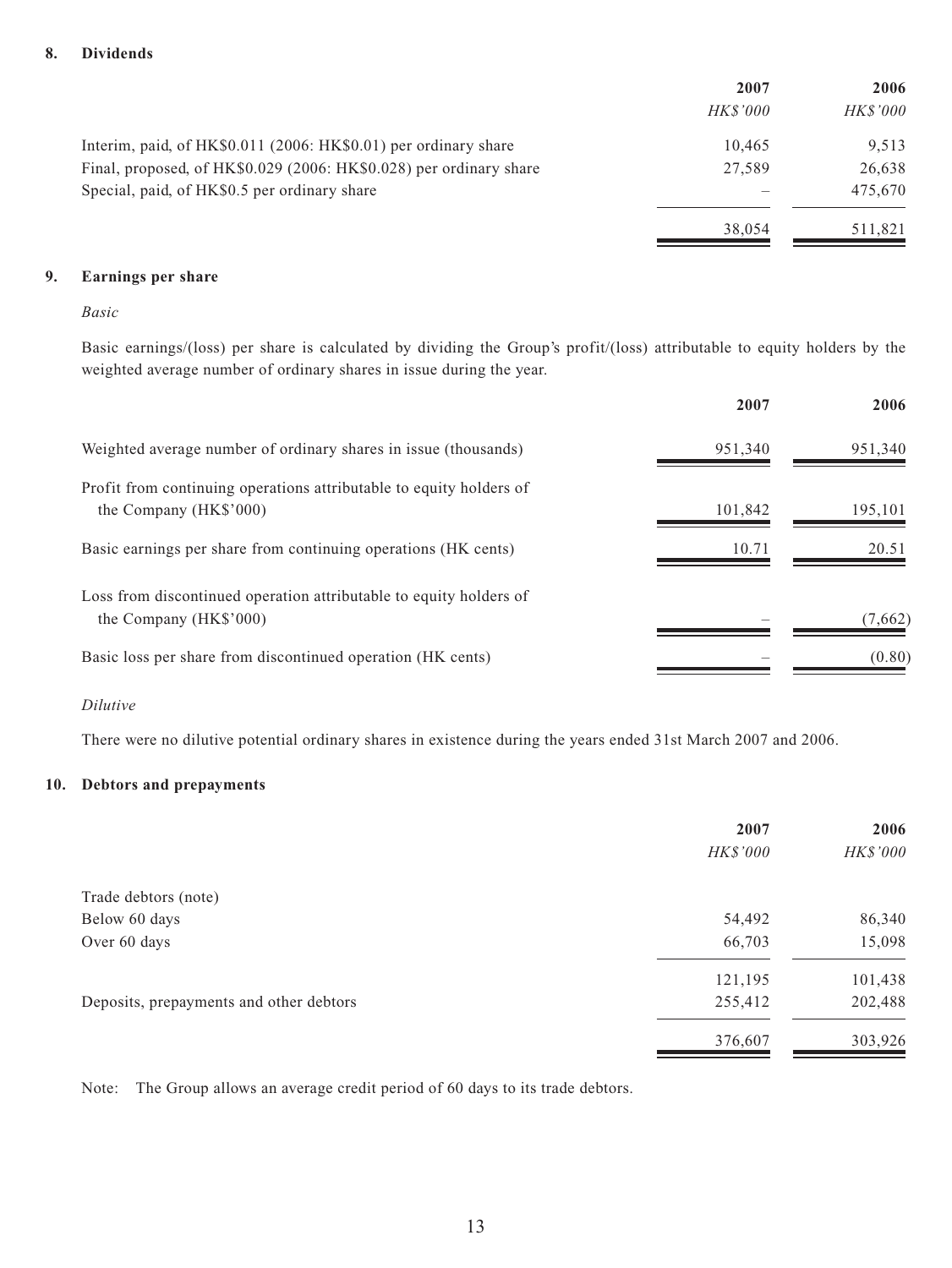## 8. Dividends

| | 2007 | 2006 |
|---|---|---|
| | *HK$'000* | *HK$'000* |
| Interim, paid, of HK$0.011 (2006: HK$0.01) per ordinary share | 10,465 | 9,513 |
| Final, proposed, of HK$0.029 (2006: HK$0.028) per ordinary share | 27,589 | 26,638 |
| Special, paid, of HK$0.5 per ordinary share | – | 475,670 |
| | 38,054 | 511,821 |

## 9. Earnings per share

*Basic*

Basic earnings/(loss) per share is calculated by dividing the Group's profit/(loss) attributable to equity holders by the weighted average number of ordinary shares in issue during the year.

| | 2007 | 2006 |
|---|---|---|
| Weighted average number of ordinary shares in issue (thousands) | 951,340 | 951,340 |
| Profit from continuing operations attributable to equity holders of the Company (HK$'000) | 101,842 | 195,101 |
| Basic earnings per share from continuing operations (HK cents) | 10.71 | 20.51 |
| Loss from discontinued operation attributable to equity holders of the Company (HK$'000) | – | (7,662) |
| Basic loss per share from discontinued operation (HK cents) | – | (0.80) |

*Dilutive*

There were no dilutive potential ordinary shares in existence during the years ended 31st March 2007 and 2006.

## 10. Debtors and prepayments

| | 2007 | 2006 |
|---|---|---|
| | *HK$'000* | *HK$'000* |
| Trade debtors (note) | | |
| Below 60 days | 54,492 | 86,340 |
| Over 60 days | 66,703 | 15,098 |
| | 121,195 | 101,438 |
| Deposits, prepayments and other debtors | 255,412 | 202,488 |
| | 376,607 | 303,926 |

Note: The Group allows an average credit period of 60 days to its trade debtors.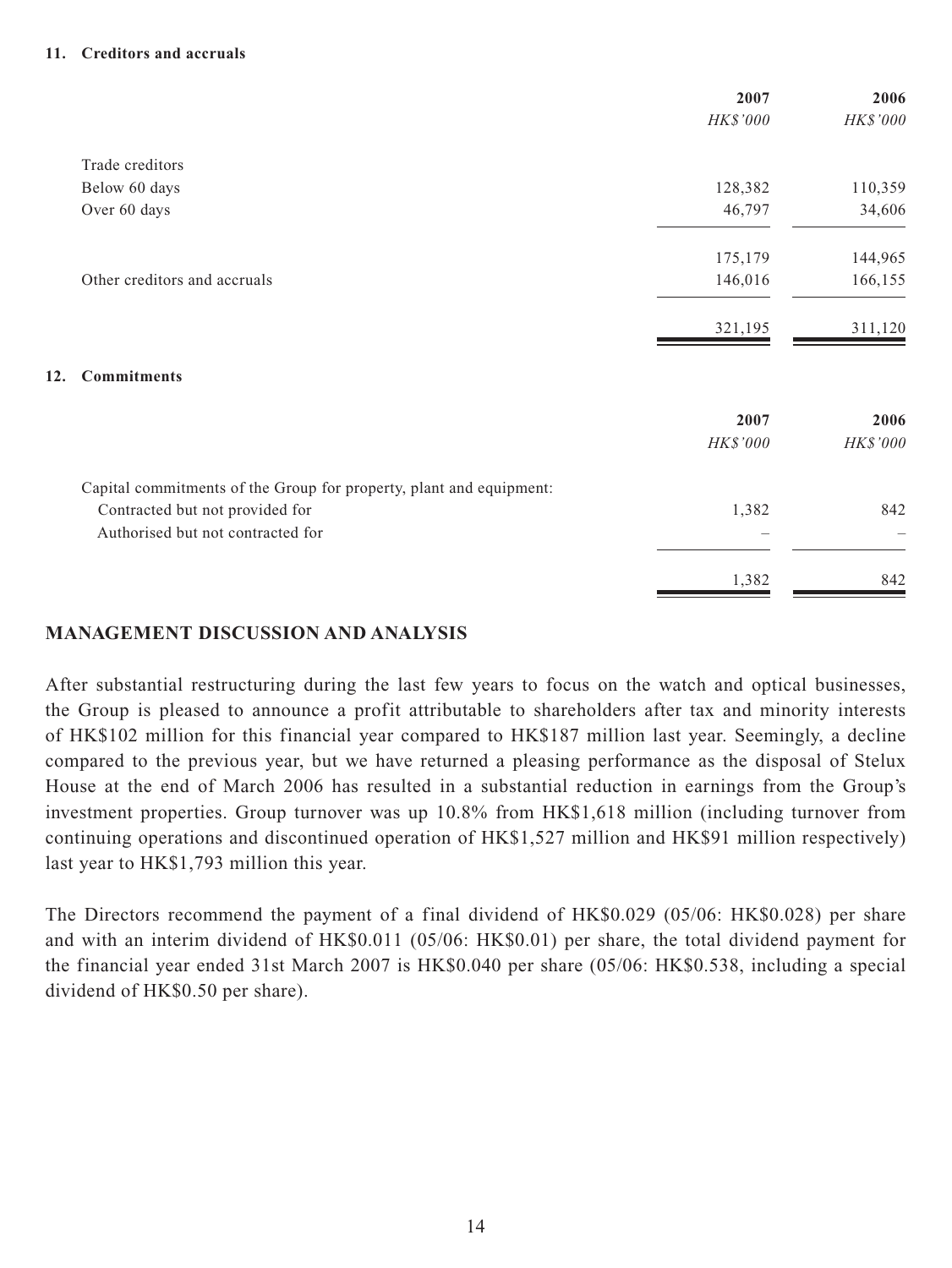**11. Creditors and accruals**

| | 2007 | 2006 |
|---|---|---|
| | *HK$'000* | *HK$'000* |
| Trade creditors | | |
| Below 60 days | 128,382 | 110,359 |
| Over 60 days | 46,797 | 34,606 |
| | 175,179 | 144,965 |
| Other creditors and accruals | 146,016 | 166,155 |
| | 321,195 | 311,120 |

**12. Commitments**

| | 2007 | 2006 |
|---|---|---|
| | *HK$'000* | *HK$'000* |
| Capital commitments of the Group for property, plant and equipment: | | |
| Contracted but not provided for | 1,382 | 842 |
| Authorised but not contracted for | – | – |
| | 1,382 | 842 |

## MANAGEMENT DISCUSSION AND ANALYSIS

After substantial restructuring during the last few years to focus on the watch and optical businesses, the Group is pleased to announce a profit attributable to shareholders after tax and minority interests of HK$102 million for this financial year compared to HK$187 million last year. Seemingly, a decline compared to the previous year, but we have returned a pleasing performance as the disposal of Stelux House at the end of March 2006 has resulted in a substantial reduction in earnings from the Group's investment properties. Group turnover was up 10.8% from HK$1,618 million (including turnover from continuing operations and discontinued operation of HK$1,527 million and HK$91 million respectively) last year to HK$1,793 million this year.

The Directors recommend the payment of a final dividend of HK$0.029 (05/06: HK$0.028) per share and with an interim dividend of HK$0.011 (05/06: HK$0.01) per share, the total dividend payment for the financial year ended 31st March 2007 is HK$0.040 per share (05/06: HK$0.538, including a special dividend of HK$0.50 per share).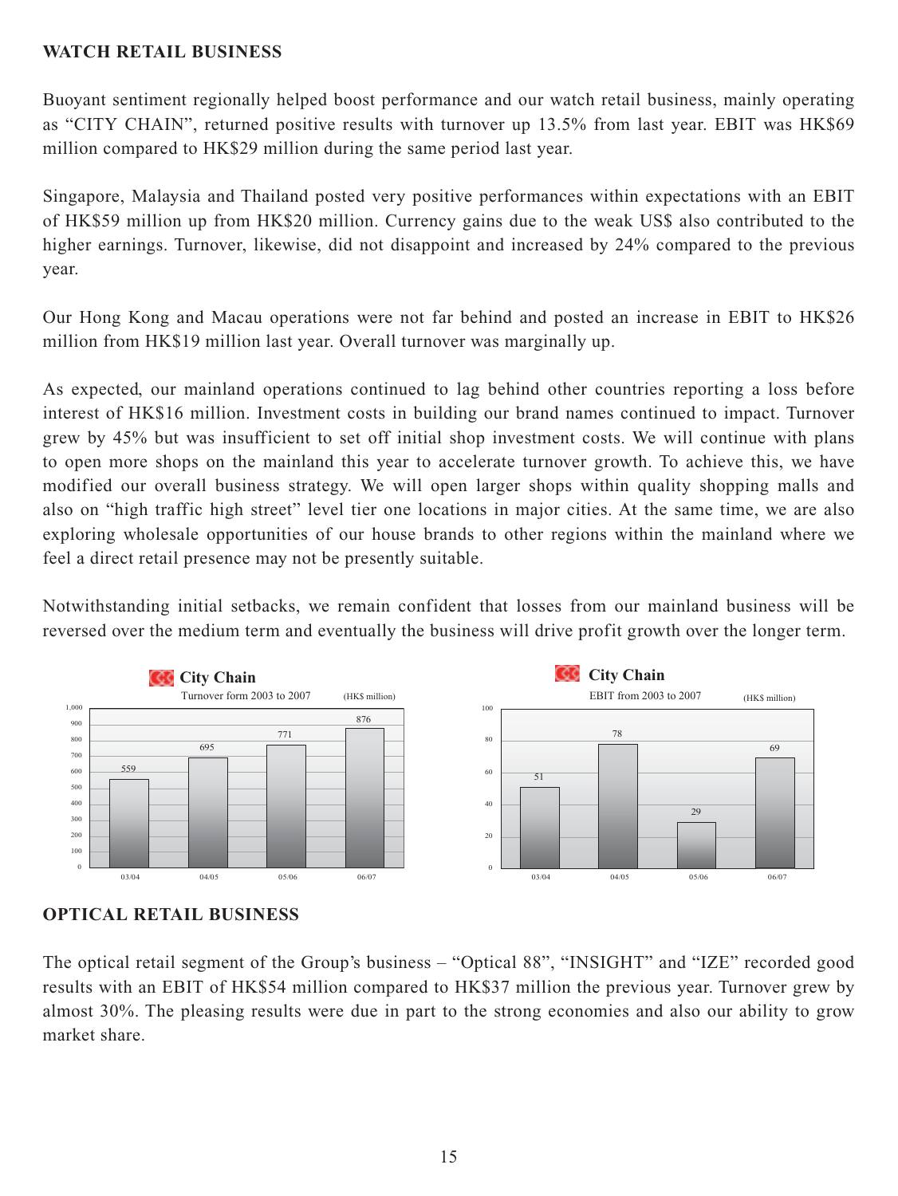## WATCH RETAIL BUSINESS

Buoyant sentiment regionally helped boost performance and our watch retail business, mainly operating as "CITY CHAIN", returned positive results with turnover up 13.5% from last year. EBIT was HK$69 million compared to HK$29 million during the same period last year.

Singapore, Malaysia and Thailand posted very positive performances within expectations with an EBIT of HK$59 million up from HK$20 million. Currency gains due to the weak US$ also contributed to the higher earnings. Turnover, likewise, did not disappoint and increased by 24% compared to the previous year.

Our Hong Kong and Macau operations were not far behind and posted an increase in EBIT to HK$26 million from HK$19 million last year. Overall turnover was marginally up.

As expected, our mainland operations continued to lag behind other countries reporting a loss before interest of HK$16 million. Investment costs in building our brand names continued to impact. Turnover grew by 45% but was insufficient to set off initial shop investment costs. We will continue with plans to open more shops on the mainland this year to accelerate turnover growth. To achieve this, we have modified our overall business strategy. We will open larger shops within quality shopping malls and also on "high traffic high street" level tier one locations in major cities. At the same time, we are also exploring wholesale opportunities of our house brands to other regions within the mainland where we feel a direct retail presence may not be presently suitable.

Notwithstanding initial setbacks, we remain confident that losses from our mainland business will be reversed over the medium term and eventually the business will drive profit growth over the longer term.

**City Chain**
Turnover form 2003 to 2007 (HK$ million)

| Year | Turnover |
|---|---|
| 03/04 | 559 |
| 04/05 | 695 |
| 05/06 | 771 |
| 06/07 | 876 |

**City Chain**
EBIT from 2003 to 2007 (HK$ million)

| Year | EBIT |
|---|---|
| 03/04 | 51 |
| 04/05 | 78 |
| 05/06 | 29 |
| 06/07 | 69 |

## OPTICAL RETAIL BUSINESS

The optical retail segment of the Group's business – "Optical 88", "INSIGHT" and "IZE" recorded good results with an EBIT of HK$54 million compared to HK$37 million the previous year. Turnover grew by almost 30%. The pleasing results were due in part to the strong economies and also our ability to grow market share.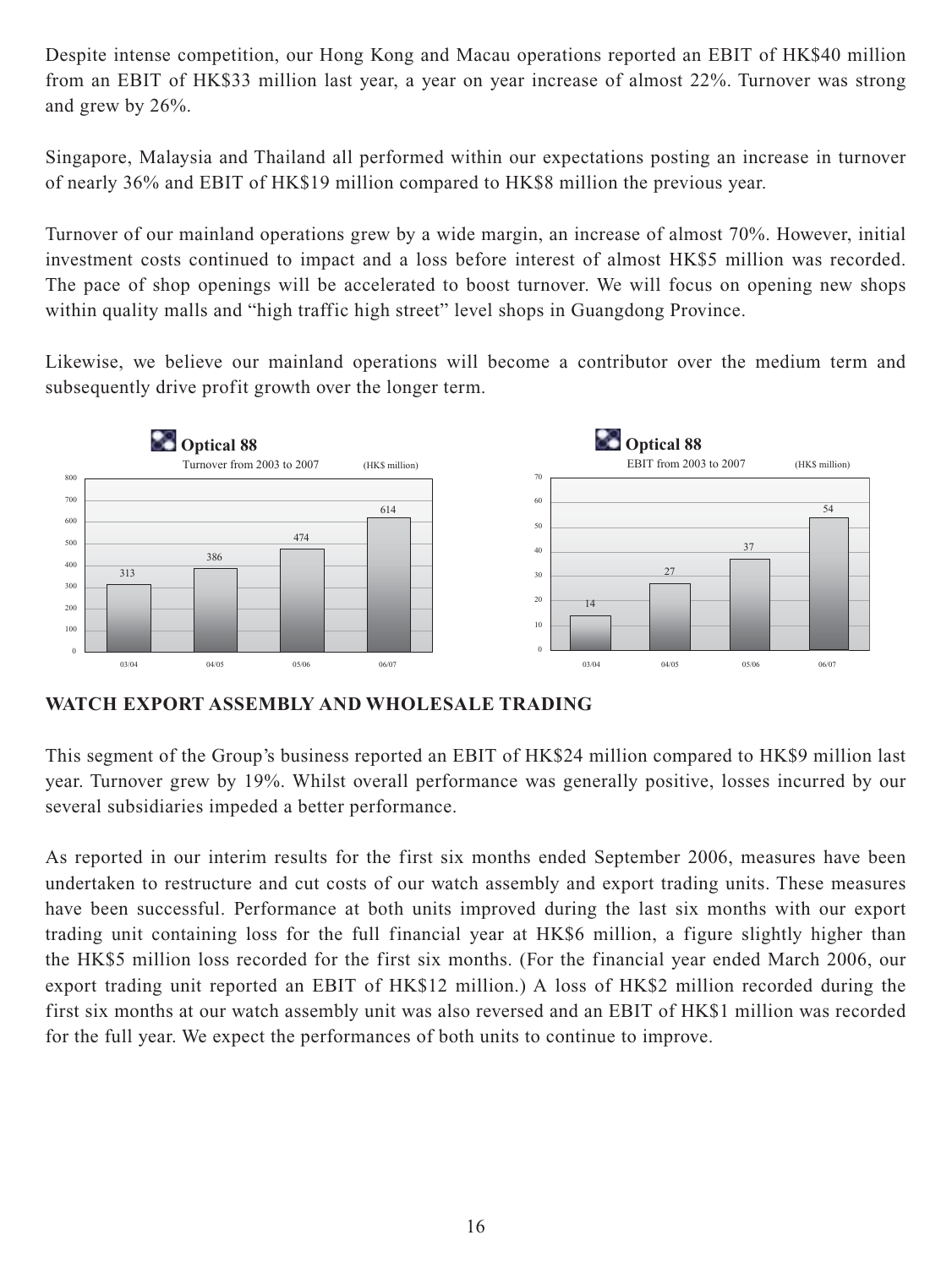Despite intense competition, our Hong Kong and Macau operations reported an EBIT of HK$40 million from an EBIT of HK$33 million last year, a year on year increase of almost 22%. Turnover was strong and grew by 26%.

Singapore, Malaysia and Thailand all performed within our expectations posting an increase in turnover of nearly 36% and EBIT of HK$19 million compared to HK$8 million the previous year.

Turnover of our mainland operations grew by a wide margin, an increase of almost 70%. However, initial investment costs continued to impact and a loss before interest of almost HK$5 million was recorded. The pace of shop openings will be accelerated to boost turnover. We will focus on opening new shops within quality malls and "high traffic high street" level shops in Guangdong Province.

Likewise, we believe our mainland operations will become a contributor over the medium term and subsequently drive profit growth over the longer term.

**Optical 88**

Turnover from 2003 to 2007 (HK$ million)

| Year | Turnover |
|---|---|
| 03/04 | 313 |
| 04/05 | 386 |
| 05/06 | 474 |
| 06/07 | 614 |

**Optical 88**

EBIT from 2003 to 2007 (HK$ million)

| Year | EBIT |
|---|---|
| 03/04 | 14 |
| 04/05 | 27 |
| 05/06 | 37 |
| 06/07 | 54 |

## WATCH EXPORT ASSEMBLY AND WHOLESALE TRADING

This segment of the Group's business reported an EBIT of HK$24 million compared to HK$9 million last year. Turnover grew by 19%. Whilst overall performance was generally positive, losses incurred by our several subsidiaries impeded a better performance.

As reported in our interim results for the first six months ended September 2006, measures have been undertaken to restructure and cut costs of our watch assembly and export trading units. These measures have been successful. Performance at both units improved during the last six months with our export trading unit containing loss for the full financial year at HK$6 million, a figure slightly higher than the HK$5 million loss recorded for the first six months. (For the financial year ended March 2006, our export trading unit reported an EBIT of HK$12 million.) A loss of HK$2 million recorded during the first six months at our watch assembly unit was also reversed and an EBIT of HK$1 million was recorded for the full year. We expect the performances of both units to continue to improve.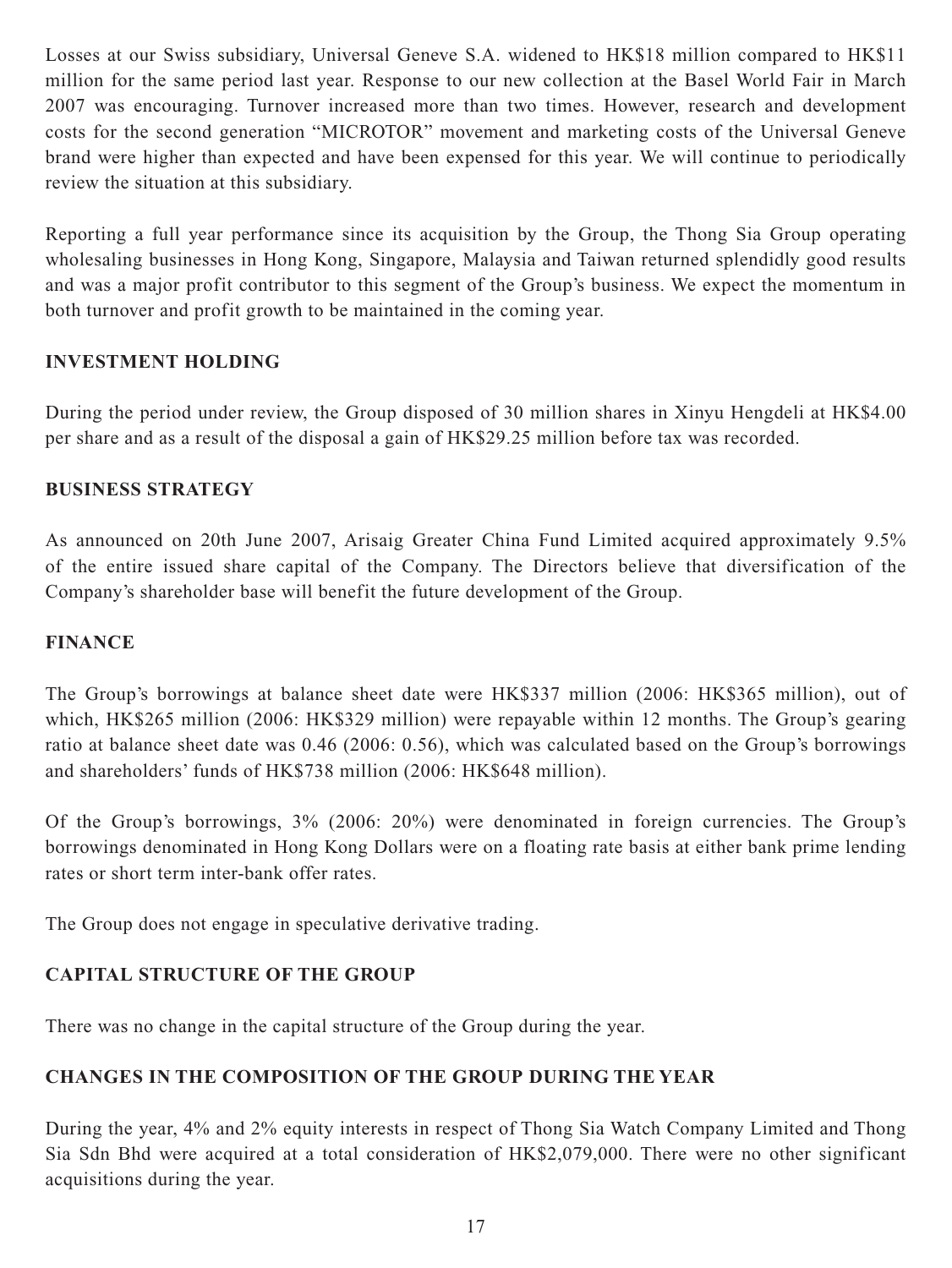Losses at our Swiss subsidiary, Universal Geneve S.A. widened to HK$18 million compared to HK$11 million for the same period last year. Response to our new collection at the Basel World Fair in March 2007 was encouraging. Turnover increased more than two times. However, research and development costs for the second generation "MICROTOR" movement and marketing costs of the Universal Geneve brand were higher than expected and have been expensed for this year. We will continue to periodically review the situation at this subsidiary.

Reporting a full year performance since its acquisition by the Group, the Thong Sia Group operating wholesaling businesses in Hong Kong, Singapore, Malaysia and Taiwan returned splendidly good results and was a major profit contributor to this segment of the Group's business. We expect the momentum in both turnover and profit growth to be maintained in the coming year.

## INVESTMENT HOLDING

During the period under review, the Group disposed of 30 million shares in Xinyu Hengdeli at HK$4.00 per share and as a result of the disposal a gain of HK$29.25 million before tax was recorded.

## BUSINESS STRATEGY

As announced on 20th June 2007, Arisaig Greater China Fund Limited acquired approximately 9.5% of the entire issued share capital of the Company. The Directors believe that diversification of the Company's shareholder base will benefit the future development of the Group.

## FINANCE

The Group's borrowings at balance sheet date were HK$337 million (2006: HK$365 million), out of which, HK$265 million (2006: HK$329 million) were repayable within 12 months. The Group's gearing ratio at balance sheet date was 0.46 (2006: 0.56), which was calculated based on the Group's borrowings and shareholders' funds of HK$738 million (2006: HK$648 million).

Of the Group's borrowings, 3% (2006: 20%) were denominated in foreign currencies. The Group's borrowings denominated in Hong Kong Dollars were on a floating rate basis at either bank prime lending rates or short term inter-bank offer rates.

The Group does not engage in speculative derivative trading.

## CAPITAL STRUCTURE OF THE GROUP

There was no change in the capital structure of the Group during the year.

## CHANGES IN THE COMPOSITION OF THE GROUP DURING THE YEAR

During the year, 4% and 2% equity interests in respect of Thong Sia Watch Company Limited and Thong Sia Sdn Bhd were acquired at a total consideration of HK$2,079,000. There were no other significant acquisitions during the year.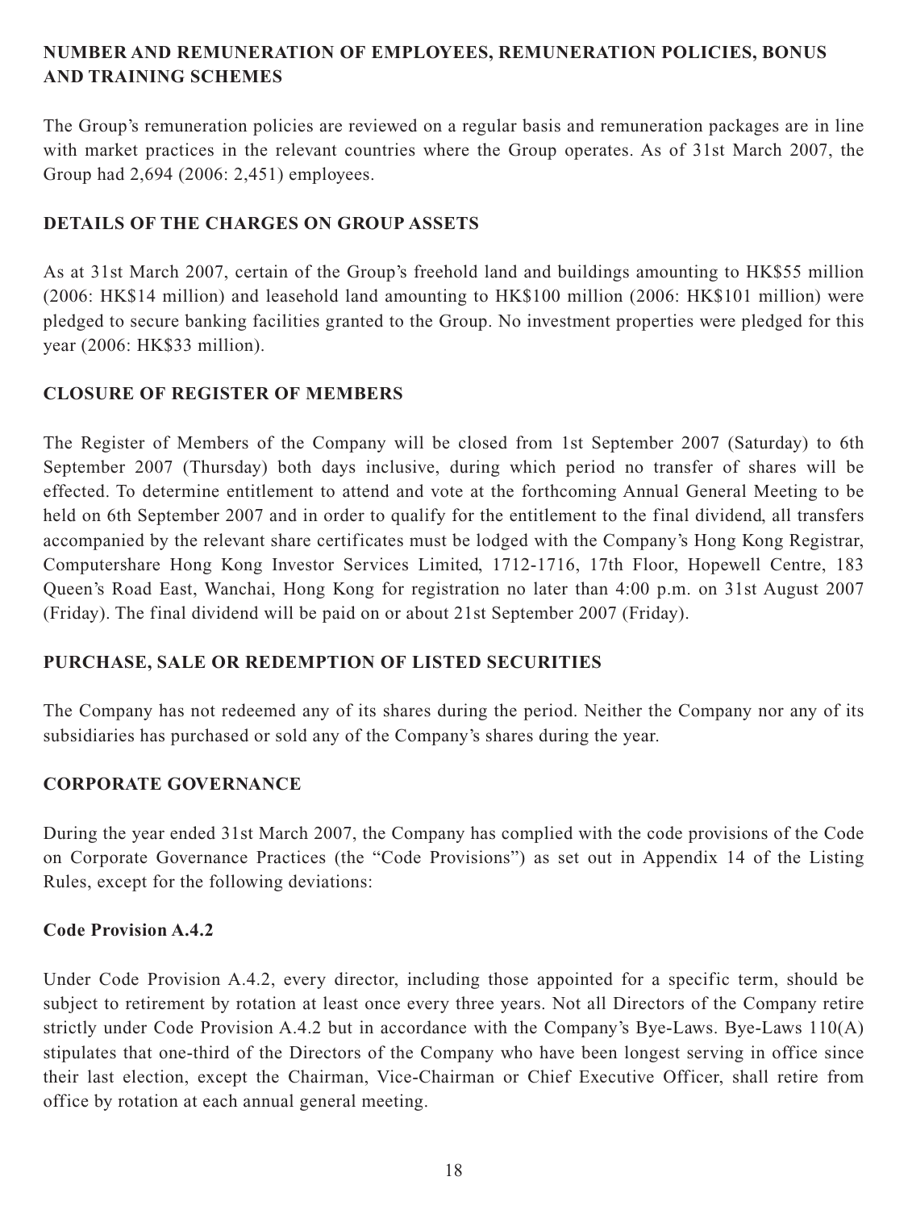## NUMBER AND REMUNERATION OF EMPLOYEES, REMUNERATION POLICIES, BONUS AND TRAINING SCHEMES

The Group's remuneration policies are reviewed on a regular basis and remuneration packages are in line with market practices in the relevant countries where the Group operates. As of 31st March 2007, the Group had 2,694 (2006: 2,451) employees.

## DETAILS OF THE CHARGES ON GROUP ASSETS

As at 31st March 2007, certain of the Group's freehold land and buildings amounting to HK$55 million (2006: HK$14 million) and leasehold land amounting to HK$100 million (2006: HK$101 million) were pledged to secure banking facilities granted to the Group. No investment properties were pledged for this year (2006: HK$33 million).

## CLOSURE OF REGISTER OF MEMBERS

The Register of Members of the Company will be closed from 1st September 2007 (Saturday) to 6th September 2007 (Thursday) both days inclusive, during which period no transfer of shares will be effected. To determine entitlement to attend and vote at the forthcoming Annual General Meeting to be held on 6th September 2007 and in order to qualify for the entitlement to the final dividend, all transfers accompanied by the relevant share certificates must be lodged with the Company's Hong Kong Registrar, Computershare Hong Kong Investor Services Limited, 1712-1716, 17th Floor, Hopewell Centre, 183 Queen's Road East, Wanchai, Hong Kong for registration no later than 4:00 p.m. on 31st August 2007 (Friday). The final dividend will be paid on or about 21st September 2007 (Friday).

## PURCHASE, SALE OR REDEMPTION OF LISTED SECURITIES

The Company has not redeemed any of its shares during the period. Neither the Company nor any of its subsidiaries has purchased or sold any of the Company's shares during the year.

## CORPORATE GOVERNANCE

During the year ended 31st March 2007, the Company has complied with the code provisions of the Code on Corporate Governance Practices (the "Code Provisions") as set out in Appendix 14 of the Listing Rules, except for the following deviations:

### Code Provision A.4.2

Under Code Provision A.4.2, every director, including those appointed for a specific term, should be subject to retirement by rotation at least once every three years. Not all Directors of the Company retire strictly under Code Provision A.4.2 but in accordance with the Company's Bye-Laws. Bye-Laws 110(A) stipulates that one-third of the Directors of the Company who have been longest serving in office since their last election, except the Chairman, Vice-Chairman or Chief Executive Officer, shall retire from office by rotation at each annual general meeting.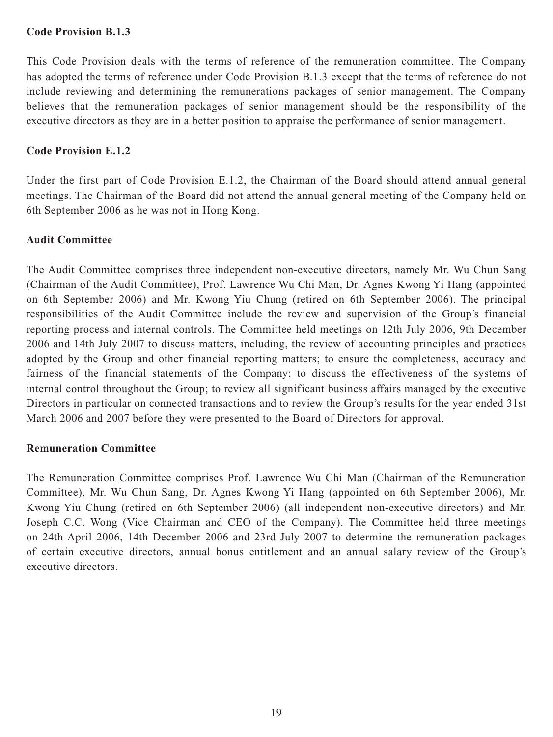**Code Provision B.1.3**

This Code Provision deals with the terms of reference of the remuneration committee. The Company has adopted the terms of reference under Code Provision B.1.3 except that the terms of reference do not include reviewing and determining the remunerations packages of senior management. The Company believes that the remuneration packages of senior management should be the responsibility of the executive directors as they are in a better position to appraise the performance of senior management.

**Code Provision E.1.2**

Under the first part of Code Provision E.1.2, the Chairman of the Board should attend annual general meetings. The Chairman of the Board did not attend the annual general meeting of the Company held on 6th September 2006 as he was not in Hong Kong.

**Audit Committee**

The Audit Committee comprises three independent non-executive directors, namely Mr. Wu Chun Sang (Chairman of the Audit Committee), Prof. Lawrence Wu Chi Man, Dr. Agnes Kwong Yi Hang (appointed on 6th September 2006) and Mr. Kwong Yiu Chung (retired on 6th September 2006). The principal responsibilities of the Audit Committee include the review and supervision of the Group's financial reporting process and internal controls. The Committee held meetings on 12th July 2006, 9th December 2006 and 14th July 2007 to discuss matters, including, the review of accounting principles and practices adopted by the Group and other financial reporting matters; to ensure the completeness, accuracy and fairness of the financial statements of the Company; to discuss the effectiveness of the systems of internal control throughout the Group; to review all significant business affairs managed by the executive Directors in particular on connected transactions and to review the Group's results for the year ended 31st March 2006 and 2007 before they were presented to the Board of Directors for approval.

**Remuneration Committee**

The Remuneration Committee comprises Prof. Lawrence Wu Chi Man (Chairman of the Remuneration Committee), Mr. Wu Chun Sang, Dr. Agnes Kwong Yi Hang (appointed on 6th September 2006), Mr. Kwong Yiu Chung (retired on 6th September 2006) (all independent non-executive directors) and Mr. Joseph C.C. Wong (Vice Chairman and CEO of the Company). The Committee held three meetings on 24th April 2006, 14th December 2006 and 23rd July 2007 to determine the remuneration packages of certain executive directors, annual bonus entitlement and an annual salary review of the Group's executive directors.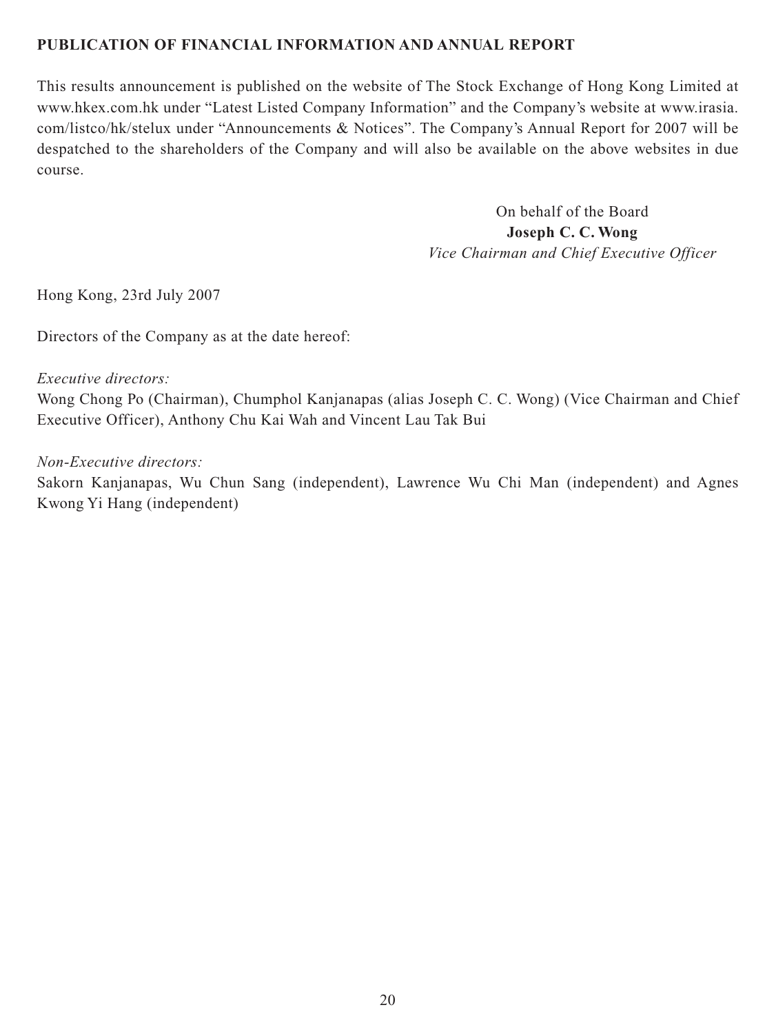**PUBLICATION OF FINANCIAL INFORMATION AND ANNUAL REPORT**

This results announcement is published on the website of The Stock Exchange of Hong Kong Limited at www.hkex.com.hk under "Latest Listed Company Information" and the Company's website at www.irasia.com/listco/hk/stelux under "Announcements & Notices". The Company's Annual Report for 2007 will be despatched to the shareholders of the Company and will also be available on the above websites in due course.

On behalf of the Board
**Joseph C. C. Wong**
*Vice Chairman and Chief Executive Officer*

Hong Kong, 23rd July 2007

Directors of the Company as at the date hereof:

*Executive directors:*
Wong Chong Po (Chairman), Chumphol Kanjanapas (alias Joseph C. C. Wong) (Vice Chairman and Chief Executive Officer), Anthony Chu Kai Wah and Vincent Lau Tak Bui

*Non-Executive directors:*
Sakorn Kanjanapas, Wu Chun Sang (independent), Lawrence Wu Chi Man (independent) and Agnes Kwong Yi Hang (independent)